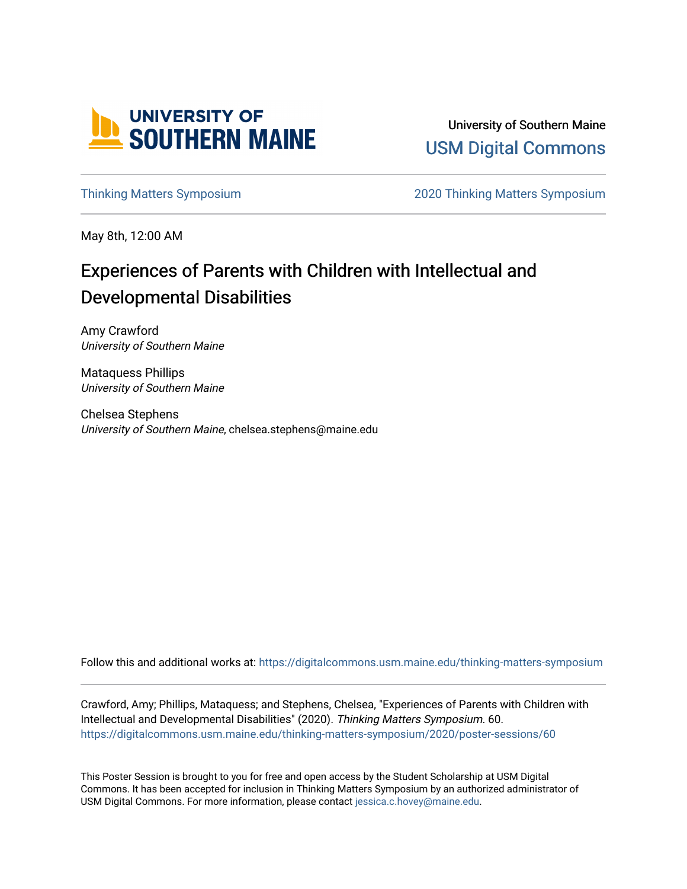University of Southern Maine

USM Digital Commons

Thinking Matters Symposium | 2020 Thinking Matters Symposium

May 8th, 12:00 AM

# Experiences of Parents with Children with Intellectual and Developmental Disabilities

Amy Crawford
*University of Southern Maine*

Mataquess Phillips
*University of Southern Maine*

Chelsea Stephens
*University of Southern Maine*, chelsea.stephens@maine.edu

Follow this and additional works at: https://digitalcommons.usm.maine.edu/thinking-matters-symposium

Crawford, Amy; Phillips, Mataquess; and Stephens, Chelsea, "Experiences of Parents with Children with Intellectual and Developmental Disabilities" (2020). *Thinking Matters Symposium*. 60.
https://digitalcommons.usm.maine.edu/thinking-matters-symposium/2020/poster-sessions/60

This Poster Session is brought to you for free and open access by the Student Scholarship at USM Digital Commons. It has been accepted for inclusion in Thinking Matters Symposium by an authorized administrator of USM Digital Commons. For more information, please contact jessica.c.hovey@maine.edu.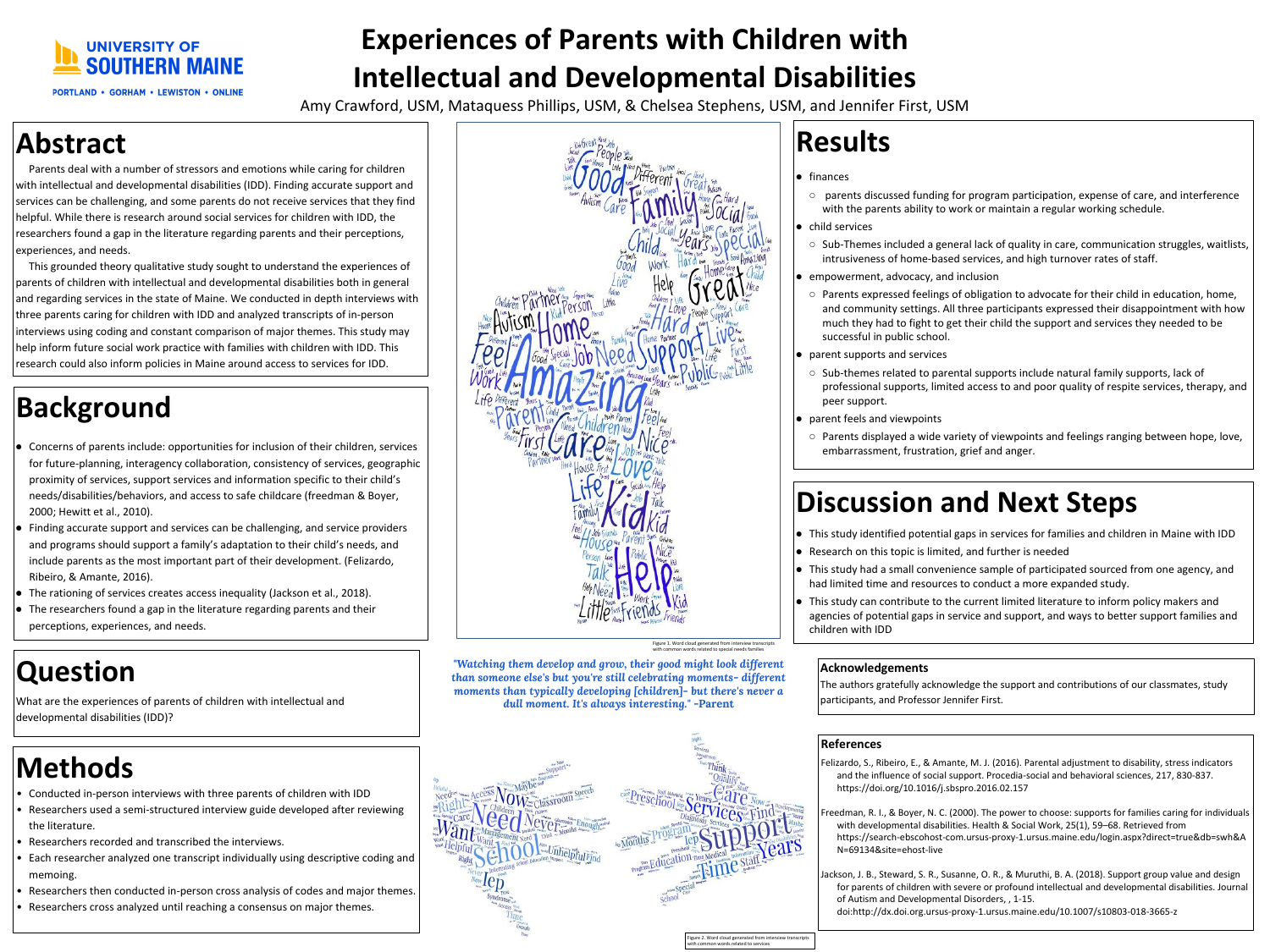# Experiences of Parents with Children with Intellectual and Developmental Disabilities

Amy Crawford, USM, Mataquess Phillips, USM, & Chelsea Stephens, USM, and Jennifer First, USM

UNIVERSITY OF SOUTHERN MAINE

PORTLAND • GORHAM • LEWISTON • ONLINE

## Abstract

Parents deal with a number of stressors and emotions while caring for children with intellectual and developmental disabilities (IDD). Finding accurate support and services can be challenging, and some parents do not receive services that they find helpful. While there is research around social services for children with IDD, the researchers found a gap in the literature regarding parents and their perceptions, experiences, and needs.

This grounded theory qualitative study sought to understand the experiences of parents of children with intellectual and developmental disabilities both in general and regarding services in the state of Maine. We conducted in depth interviews with three parents caring for children with IDD and analyzed transcripts of in-person interviews using coding and constant comparison of major themes. This study may help inform future social work practice with families with children with IDD. This research could also inform policies in Maine around access to services for IDD.

## Background

- Concerns of parents include: opportunities for inclusion of their children, services for future-planning, interagency collaboration, consistency of services, geographic proximity of services, support services and information specific to their child's needs/disabilities/behaviors, and access to safe childcare (freedman & Boyer, 2000; Hewitt et al., 2010).
- Finding accurate support and services can be challenging, and service providers and programs should support a family's adaptation to their child's needs, and include parents as the most important part of their development. (Felizardo, Ribeiro, & Amante, 2016).
- The rationing of services creates access inequality (Jackson et al., 2018).
- The researchers found a gap in the literature regarding parents and their perceptions, experiences, and needs.

## Question

What are the experiences of parents of children with intellectual and developmental disabilities (IDD)?

## Methods

- Conducted in-person interviews with three parents of children with IDD
- Researchers used a semi-structured interview guide developed after reviewing the literature.
- Researchers recorded and transcribed the interviews.
- Each researcher analyzed one transcript individually using descriptive coding and memoing.
- Researchers then conducted in-person cross analysis of codes and major themes.
- Researchers cross analyzed until reaching a consensus on major themes.

Figure 1. Word cloud generated from interview transcripts with common words related to special needs families

*"Watching them develop and grow, their good might look different than someone else's but you're still celebrating moments- different moments than typically developing [children]- but there's never a dull moment. It's always interesting." -Parent*

Figure 2. Word cloud generated from interview transcripts with common words related to services

## Results

- finances
  - parents discussed funding for program participation, expense of care, and interference with the parents ability to work or maintain a regular working schedule.
- child services
  - Sub-Themes included a general lack of quality in care, communication struggles, waitlists, intrusiveness of home-based services, and high turnover rates of staff.
- empowerment, advocacy, and inclusion
  - Parents expressed feelings of obligation to advocate for their child in education, home, and community settings. All three participants expressed their disappointment with how much they had to fight to get their child the support and services they needed to be successful in public school.
- parent supports and services
  - Sub-themes related to parental supports include natural family supports, lack of professional supports, limited access to and poor quality of respite services, therapy, and peer support.
- parent feels and viewpoints
  - Parents displayed a wide variety of viewpoints and feelings ranging between hope, love, embarrassment, frustration, grief and anger.

## Discussion and Next Steps

- This study identified potential gaps in services for families and children in Maine with IDD
- Research on this topic is limited, and further is needed
- This study had a small convenience sample of participated sourced from one agency, and had limited time and resources to conduct a more expanded study.
- This study can contribute to the current limited literature to inform policy makers and agencies of potential gaps in service and support, and ways to better support families and children with IDD

### Acknowledgements

The authors gratefully acknowledge the support and contributions of our classmates, study participants, and Professor Jennifer First.

### References

Felizardo, S., Ribeiro, E., & Amante, M. J. (2016). Parental adjustment to disability, stress indicators and the influence of social support. Procedia-social and behavioral sciences, 217, 830-837. https://doi.org/10.1016/j.sbspro.2016.02.157

Freedman, R. I., & Boyer, N. C. (2000). The power to choose: supports for families caring for individuals with developmental disabilities. Health & Social Work, 25(1), 59–68. Retrieved from https://search-ebscohost-com.ursus-proxy-1.ursus.maine.edu/login.aspx?direct=true&db=swh&AN=69134&site=ehost-live

Jackson, J. B., Steward, S. R., Susanne, O. R., & Muruthi, B. A. (2018). Support group value and design for parents of children with severe or profound intellectual and developmental disabilities. Journal of Autism and Developmental Disorders, , 1-15. doi:http://dx.doi.org.ursus-proxy-1.ursus.maine.edu/10.1007/s10803-018-3665-z